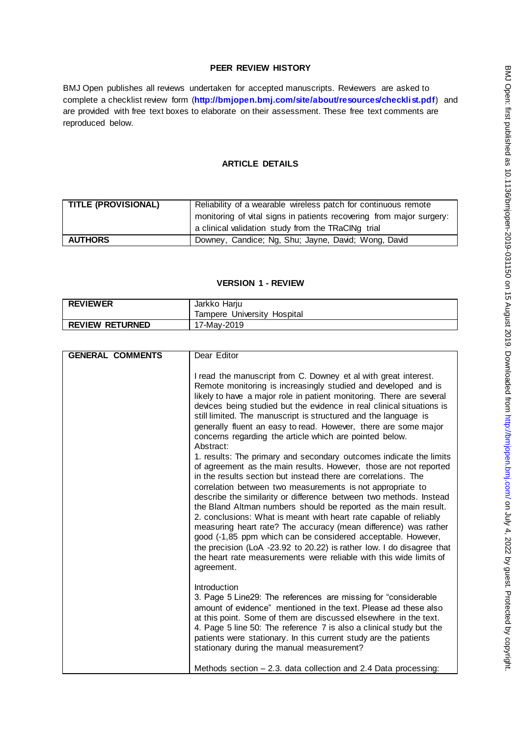# PEER REVIEW HISTORY

BMJ Open publishes all reviews undertaken for accepted manuscripts. Reviewers are asked to complete a checklist review form (**http://bmjopen.bmj.com/site/about/resources/checklist.pdf**) and are provided with free text boxes to elaborate on their assessment. These free text comments are reproduced below.

## ARTICLE DETAILS

| | |
|---|---|
| **TITLE (PROVISIONAL)** | Reliability of a wearable wireless patch for continuous remote monitoring of vital signs in patients recovering from major surgery: a clinical validation study from the TRaCINg trial |
| **AUTHORS** | Downey, Candice; Ng, Shu; Jayne, David; Wong, David |

## VERSION 1 - REVIEW

| | |
|---|---|
| **REVIEWER** | Jarkko Harju<br>Tampere University Hospital |
| **REVIEW RETURNED** | 17-May-2019 |

| | |
|---|---|
| **GENERAL COMMENTS** | Dear Editor<br><br>I read the manuscript from C. Downey et al with great interest. Remote monitoring is increasingly studied and developed and is likely to have a major role in patient monitoring. There are several devices being studied but the evidence in real clinical situations is still limited. The manuscript is structured and the language is generally fluent an easy to read. However, there are some major concerns regarding the article which are pointed below.<br>Abstract:<br>1. results: The primary and secondary outcomes indicate the limits of agreement as the main results. However, those are not reported in the results section but instead there are correlations. The correlation between two measurements is not appropriate to describe the similarity or difference between two methods. Instead the Bland Altman numbers should be reported as the main result.<br>2. conclusions: What is meant with heart rate capable of reliably measuring heart rate? The accuracy (mean difference) was rather good (-1,85 ppm which can be considered acceptable. However, the precision (LoA -23.92 to 20.22) is rather low. I do disagree that the heart rate measurements were reliable with this wide limits of agreement.<br><br>Introduction<br>3. Page 5 Line29: The references are missing for "considerable amount of evidence" mentioned in the text. Please ad these also at this point. Some of them are discussed elsewhere in the text.<br>4. Page 5 line 50: The reference 7 is also a clinical study but the patients were stationary. In this current study are the patients stationary during the manual measurement?<br><br>Methods section – 2.3. data collection and 2.4 Data processing: |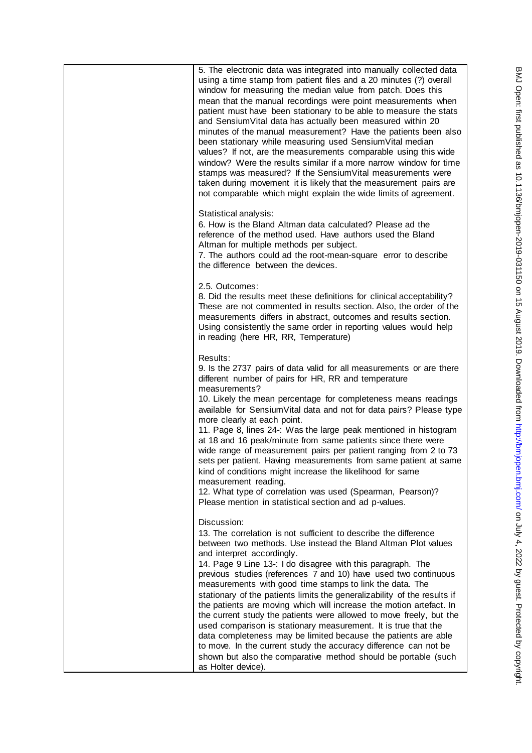5. The electronic data was integrated into manually collected data using a time stamp from patient files and a 20 minutes (?) overall window for measuring the median value from patch. Does this mean that the manual recordings were point measurements when patient must have been stationary to be able to measure the stats and SensiumVital data has actually been measured within 20 minutes of the manual measurement? Have the patients been also been stationary while measuring used SensiumVital median values? If not, are the measurements comparable using this wide window? Were the results similar if a more narrow window for time stamps was measured? If the SensiumVital measurements were taken during movement it is likely that the measurement pairs are not comparable which might explain the wide limits of agreement.

Statistical analysis:
6. How is the Bland Altman data calculated? Please ad the reference of the method used. Have authors used the Bland Altman for multiple methods per subject.
7. The authors could ad the root-mean-square error to describe the difference between the devices.

2.5. Outcomes:
8. Did the results meet these definitions for clinical acceptability? These are not commented in results section. Also, the order of the measurements differs in abstract, outcomes and results section. Using consistently the same order in reporting values would help in reading (here HR, RR, Temperature)

Results:
9. Is the 2737 pairs of data valid for all measurements or are there different number of pairs for HR, RR and temperature measurements?
10. Likely the mean percentage for completeness means readings available for SensiumVital data and not for data pairs? Please type more clearly at each point.
11. Page 8, lines 24-: Was the large peak mentioned in histogram at 18 and 16 peak/minute from same patients since there were wide range of measurement pairs per patient ranging from 2 to 73 sets per patient. Having measurements from same patient at same kind of conditions might increase the likelihood for same measurement reading.
12. What type of correlation was used (Spearman, Pearson)? Please mention in statistical section and ad p-values.

Discussion:
13. The correlation is not sufficient to describe the difference between two methods. Use instead the Bland Altman Plot values and interpret accordingly.
14. Page 9 Line 13-: I do disagree with this paragraph. The previous studies (references 7 and 10) have used two continuous measurements with good time stamps to link the data. The stationary of the patients limits the generalizability of the results if the patients are moving which will increase the motion artefact. In the current study the patients were allowed to move freely, but the used comparison is stationary measurement. It is true that the data completeness may be limited because the patients are able to move. In the current study the accuracy difference can not be shown but also the comparative method should be portable (such as Holter device).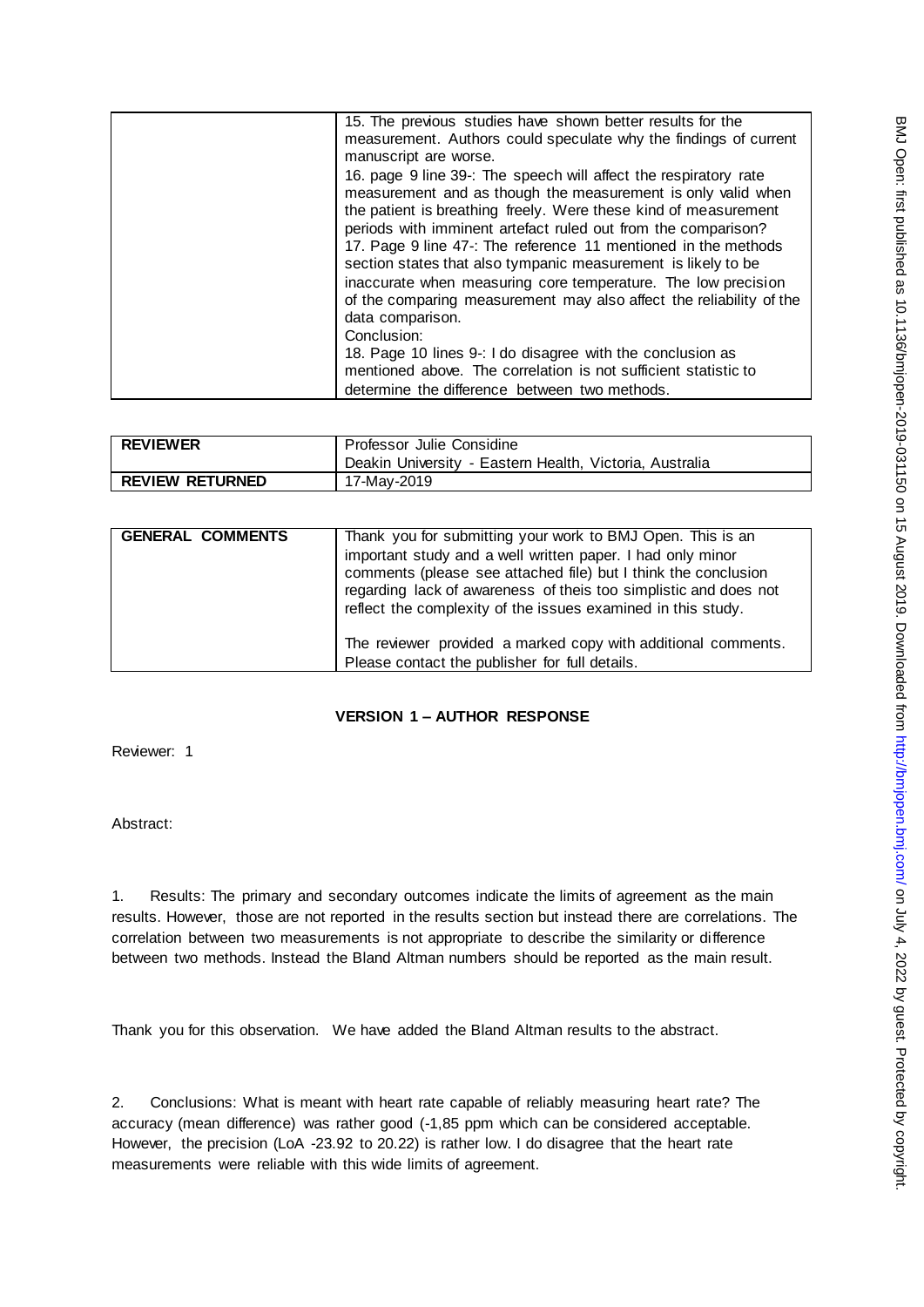| | |
|---|---|
| | 15. The previous studies have shown better results for the measurement. Authors could speculate why the findings of current manuscript are worse.<br>16. page 9 line 39-: The speech will affect the respiratory rate measurement and as though the measurement is only valid when the patient is breathing freely. Were these kind of measurement periods with imminent artefact ruled out from the comparison?<br>17. Page 9 line 47-: The reference 11 mentioned in the methods section states that also tympanic measurement is likely to be inaccurate when measuring core temperature. The low precision of the comparing measurement may also affect the reliability of the data comparison.<br>Conclusion:<br>18. Page 10 lines 9-: I do disagree with the conclusion as mentioned above. The correlation is not sufficient statistic to determine the difference between two methods. |

| | |
|---|---|
| **REVIEWER** | Professor Julie Considine<br>Deakin University - Eastern Health, Victoria, Australia |
| **REVIEW RETURNED** | 17-May-2019 |

| | |
|---|---|
| **GENERAL COMMENTS** | Thank you for submitting your work to BMJ Open. This is an important study and a well written paper. I had only minor comments (please see attached file) but I think the conclusion regarding lack of awareness of theis too simplistic and does not reflect the complexity of the issues examined in this study.<br><br>The reviewer provided a marked copy with additional comments. Please contact the publisher for full details. |

## VERSION 1 – AUTHOR RESPONSE

Reviewer: 1

Abstract:

1. Results: The primary and secondary outcomes indicate the limits of agreement as the main results. However, those are not reported in the results section but instead there are correlations. The correlation between two measurements is not appropriate to describe the similarity or difference between two methods. Instead the Bland Altman numbers should be reported as the main result.

Thank you for this observation. We have added the Bland Altman results to the abstract.

2. Conclusions: What is meant with heart rate capable of reliably measuring heart rate? The accuracy (mean difference) was rather good (-1,85 ppm which can be considered acceptable. However, the precision (LoA -23.92 to 20.22) is rather low. I do disagree that the heart rate measurements were reliable with this wide limits of agreement.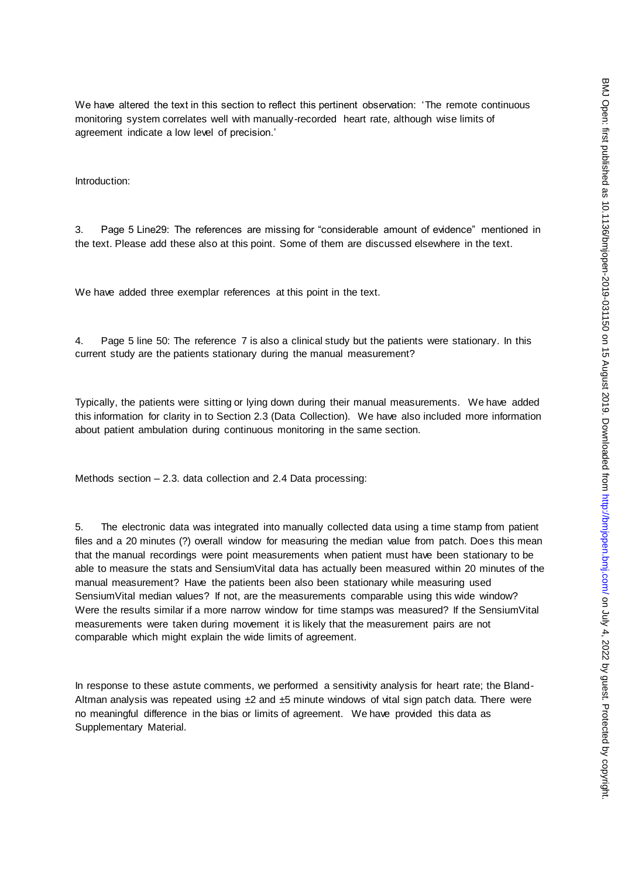We have altered the text in this section to reflect this pertinent observation: 'The remote continuous monitoring system correlates well with manually-recorded heart rate, although wise limits of agreement indicate a low level of precision.'

Introduction:

3. Page 5 Line29: The references are missing for "considerable amount of evidence" mentioned in the text. Please add these also at this point. Some of them are discussed elsewhere in the text.

We have added three exemplar references at this point in the text.

4. Page 5 line 50: The reference 7 is also a clinical study but the patients were stationary. In this current study are the patients stationary during the manual measurement?

Typically, the patients were sitting or lying down during their manual measurements. We have added this information for clarity in to Section 2.3 (Data Collection). We have also included more information about patient ambulation during continuous monitoring in the same section.

Methods section – 2.3. data collection and 2.4 Data processing:

5. The electronic data was integrated into manually collected data using a time stamp from patient files and a 20 minutes (?) overall window for measuring the median value from patch. Does this mean that the manual recordings were point measurements when patient must have been stationary to be able to measure the stats and SensiumVital data has actually been measured within 20 minutes of the manual measurement? Have the patients been also been stationary while measuring used SensiumVital median values? If not, are the measurements comparable using this wide window? Were the results similar if a more narrow window for time stamps was measured? If the SensiumVital measurements were taken during movement it is likely that the measurement pairs are not comparable which might explain the wide limits of agreement.

In response to these astute comments, we performed a sensitivity analysis for heart rate; the Bland-Altman analysis was repeated using ±2 and ±5 minute windows of vital sign patch data. There were no meaningful difference in the bias or limits of agreement. We have provided this data as Supplementary Material.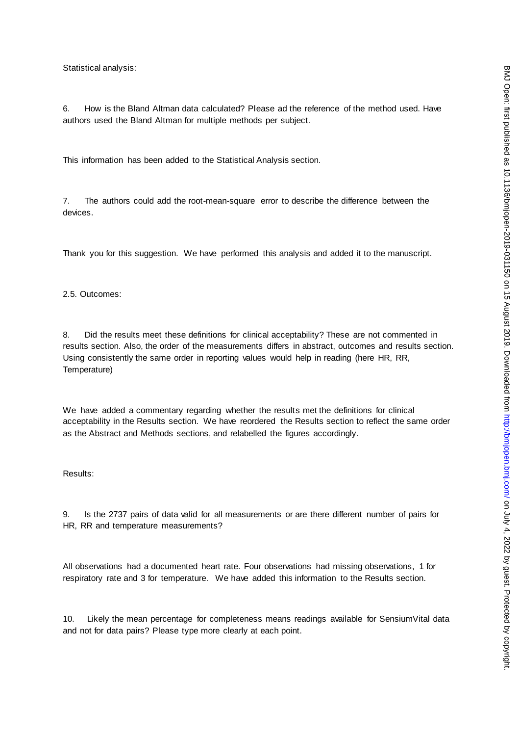Statistical analysis:

6. How is the Bland Altman data calculated? Please ad the reference of the method used. Have authors used the Bland Altman for multiple methods per subject.

This information has been added to the Statistical Analysis section.

7. The authors could add the root-mean-square error to describe the difference between the devices.

Thank you for this suggestion. We have performed this analysis and added it to the manuscript.

2.5. Outcomes:

8. Did the results meet these definitions for clinical acceptability? These are not commented in results section. Also, the order of the measurements differs in abstract, outcomes and results section. Using consistently the same order in reporting values would help in reading (here HR, RR, Temperature)

We have added a commentary regarding whether the results met the definitions for clinical acceptability in the Results section. We have reordered the Results section to reflect the same order as the Abstract and Methods sections, and relabelled the figures accordingly.

Results:

9. Is the 2737 pairs of data valid for all measurements or are there different number of pairs for HR, RR and temperature measurements?

All observations had a documented heart rate. Four observations had missing observations, 1 for respiratory rate and 3 for temperature. We have added this information to the Results section.

10. Likely the mean percentage for completeness means readings available for SensiumVital data and not for data pairs? Please type more clearly at each point.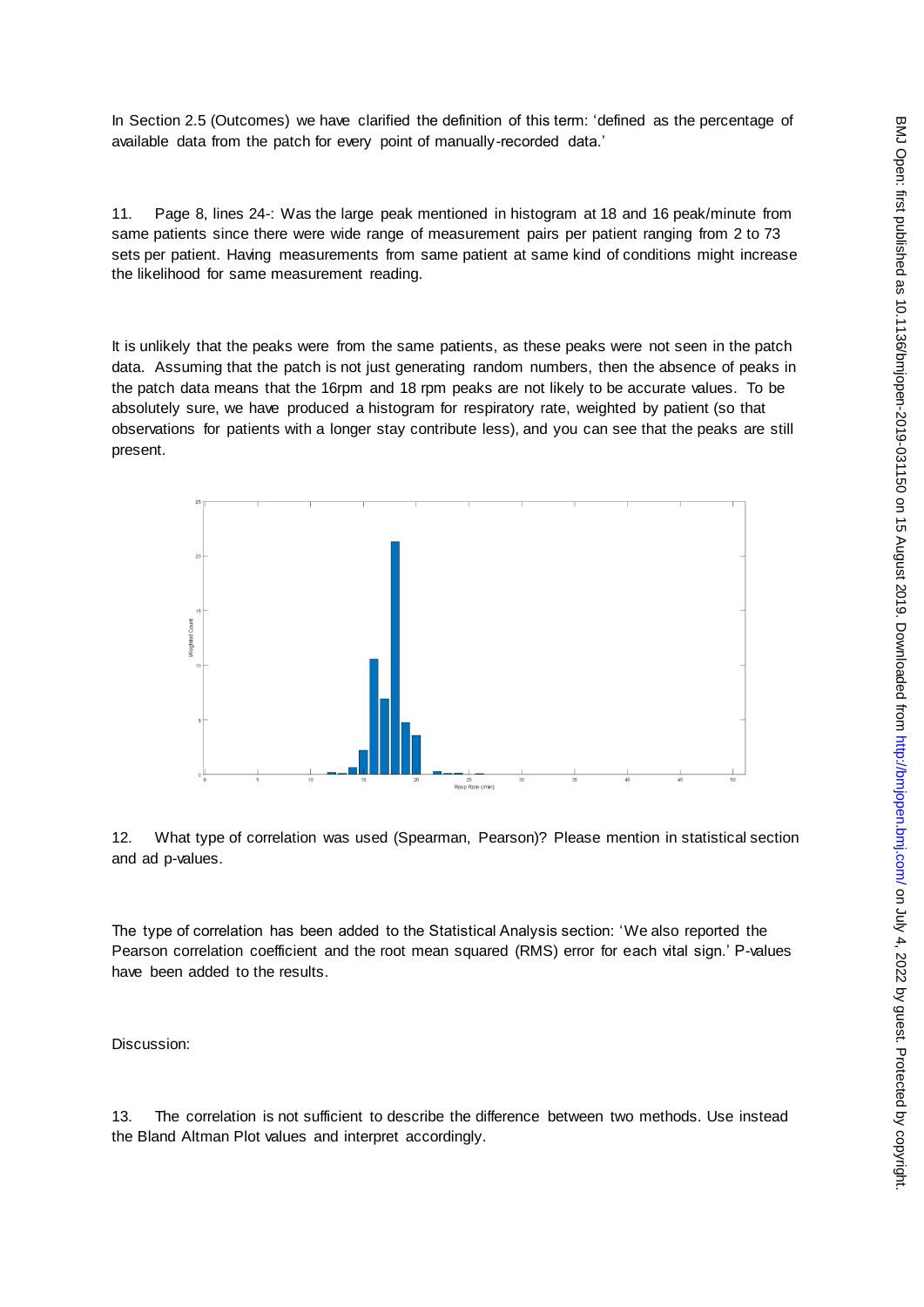In Section 2.5 (Outcomes) we have clarified the definition of this term: 'defined as the percentage of available data from the patch for every point of manually-recorded data.'

11. Page 8, lines 24-: Was the large peak mentioned in histogram at 18 and 16 peak/minute from same patients since there were wide range of measurement pairs per patient ranging from 2 to 73 sets per patient. Having measurements from same patient at same kind of conditions might increase the likelihood for same measurement reading.

It is unlikely that the peaks were from the same patients, as these peaks were not seen in the patch data. Assuming that the patch is not just generating random numbers, then the absence of peaks in the patch data means that the 16rpm and 18 rpm peaks are not likely to be accurate values. To be absolutely sure, we have produced a histogram for respiratory rate, weighted by patient (so that observations for patients with a longer stay contribute less), and you can see that the peaks are still present.

12. What type of correlation was used (Spearman, Pearson)? Please mention in statistical section and ad p-values.

The type of correlation has been added to the Statistical Analysis section: 'We also reported the Pearson correlation coefficient and the root mean squared (RMS) error for each vital sign.' P-values have been added to the results.

Discussion:

13. The correlation is not sufficient to describe the difference between two methods. Use instead the Bland Altman Plot values and interpret accordingly.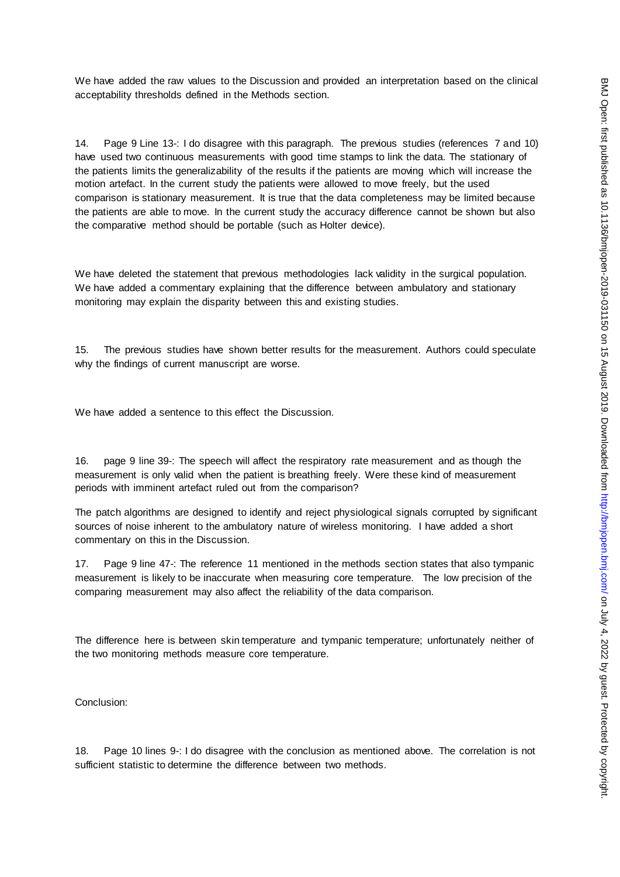We have added the raw values to the Discussion and provided an interpretation based on the clinical acceptability thresholds defined in the Methods section.

14. Page 9 Line 13-: I do disagree with this paragraph. The previous studies (references 7 and 10) have used two continuous measurements with good time stamps to link the data. The stationary of the patients limits the generalizability of the results if the patients are moving which will increase the motion artefact. In the current study the patients were allowed to move freely, but the used comparison is stationary measurement. It is true that the data completeness may be limited because the patients are able to move. In the current study the accuracy difference cannot be shown but also the comparative method should be portable (such as Holter device).

We have deleted the statement that previous methodologies lack validity in the surgical population. We have added a commentary explaining that the difference between ambulatory and stationary monitoring may explain the disparity between this and existing studies.

15. The previous studies have shown better results for the measurement. Authors could speculate why the findings of current manuscript are worse.

We have added a sentence to this effect the Discussion.

16. page 9 line 39-: The speech will affect the respiratory rate measurement and as though the measurement is only valid when the patient is breathing freely. Were these kind of measurement periods with imminent artefact ruled out from the comparison?

The patch algorithms are designed to identify and reject physiological signals corrupted by significant sources of noise inherent to the ambulatory nature of wireless monitoring. I have added a short commentary on this in the Discussion.

17. Page 9 line 47-: The reference 11 mentioned in the methods section states that also tympanic measurement is likely to be inaccurate when measuring core temperature. The low precision of the comparing measurement may also affect the reliability of the data comparison.

The difference here is between skin temperature and tympanic temperature; unfortunately neither of the two monitoring methods measure core temperature.

Conclusion:

18. Page 10 lines 9-: I do disagree with the conclusion as mentioned above. The correlation is not sufficient statistic to determine the difference between two methods.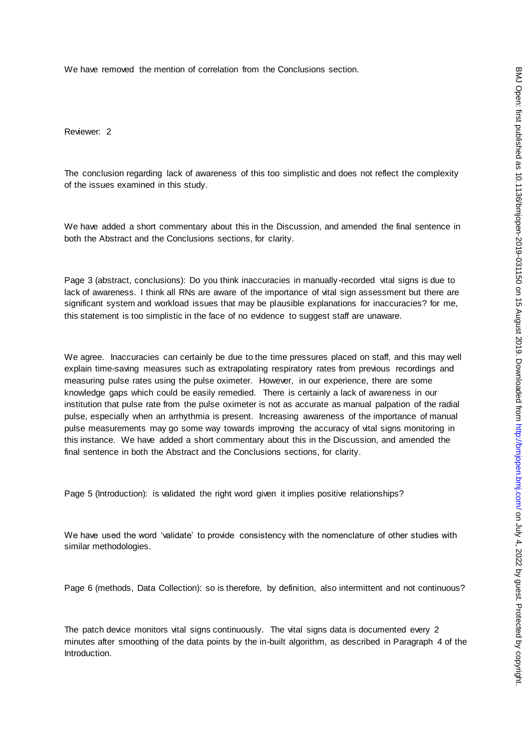We have removed the mention of correlation from the Conclusions section.

Reviewer: 2

The conclusion regarding lack of awareness of this too simplistic and does not reflect the complexity of the issues examined in this study.

We have added a short commentary about this in the Discussion, and amended the final sentence in both the Abstract and the Conclusions sections, for clarity.

Page 3 (abstract, conclusions): Do you think inaccuracies in manually-recorded vital signs is due to lack of awareness. I think all RNs are aware of the importance of vital sign assessment but there are significant system and workload issues that may be plausible explanations for inaccuracies? for me, this statement is too simplistic in the face of no evidence to suggest staff are unaware.

We agree. Inaccuracies can certainly be due to the time pressures placed on staff, and this may well explain time-saving measures such as extrapolating respiratory rates from previous recordings and measuring pulse rates using the pulse oximeter. However, in our experience, there are some knowledge gaps which could be easily remedied. There is certainly a lack of awareness in our institution that pulse rate from the pulse oximeter is not as accurate as manual palpation of the radial pulse, especially when an arrhythmia is present. Increasing awareness of the importance of manual pulse measurements may go some way towards improving the accuracy of vital signs monitoring in this instance. We have added a short commentary about this in the Discussion, and amended the final sentence in both the Abstract and the Conclusions sections, for clarity.

Page 5 (Introduction): is validated the right word given it implies positive relationships?

We have used the word 'validate' to provide consistency with the nomenclature of other studies with similar methodologies.

Page 6 (methods, Data Collection): so is therefore, by definition, also intermittent and not continuous?

The patch device monitors vital signs continuously. The vital signs data is documented every 2 minutes after smoothing of the data points by the in-built algorithm, as described in Paragraph 4 of the Introduction.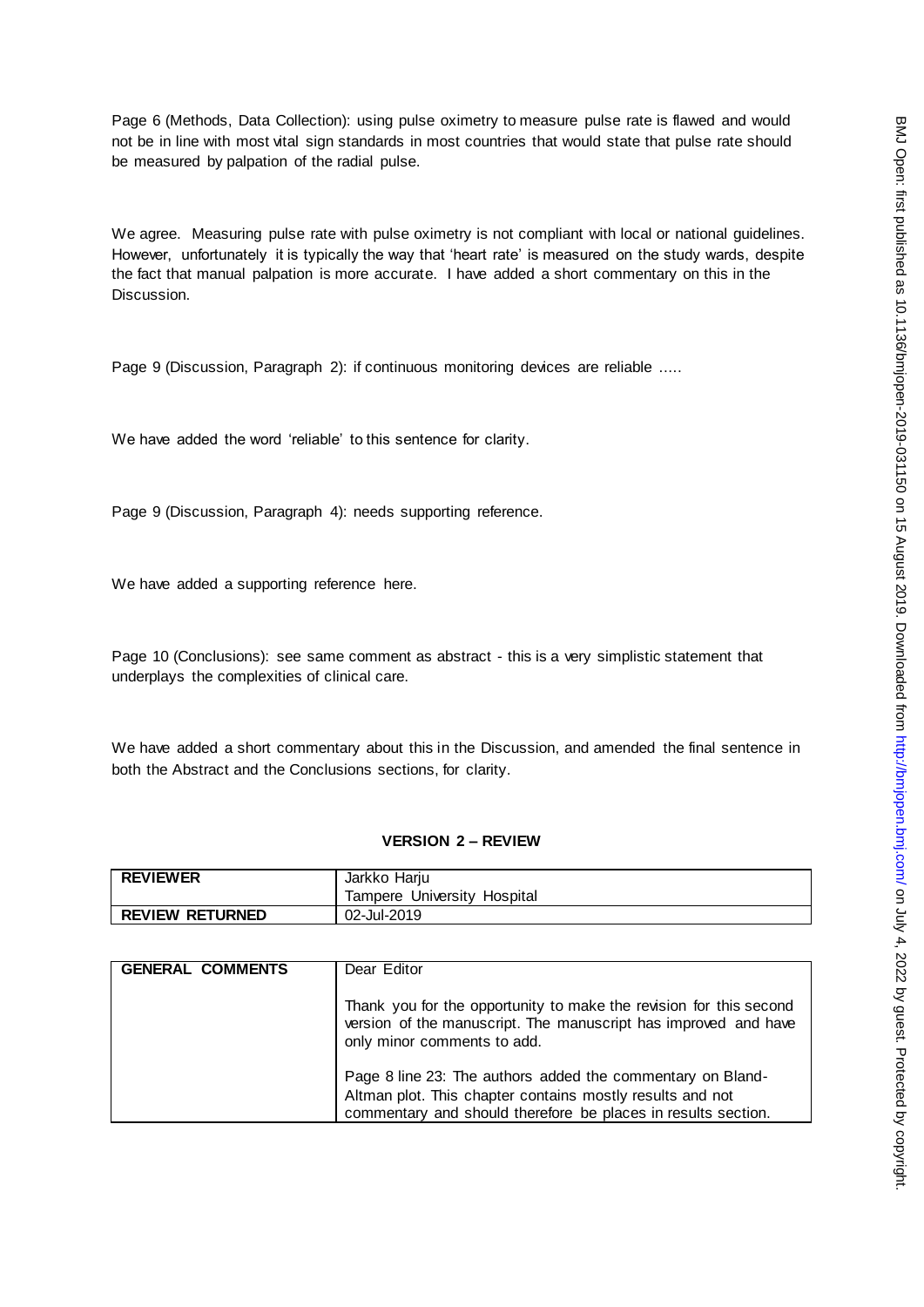Page 6 (Methods, Data Collection): using pulse oximetry to measure pulse rate is flawed and would not be in line with most vital sign standards in most countries that would state that pulse rate should be measured by palpation of the radial pulse.

We agree. Measuring pulse rate with pulse oximetry is not compliant with local or national guidelines. However, unfortunately it is typically the way that 'heart rate' is measured on the study wards, despite the fact that manual palpation is more accurate. I have added a short commentary on this in the Discussion.

Page 9 (Discussion, Paragraph 2): if continuous monitoring devices are reliable .....

We have added the word 'reliable' to this sentence for clarity.

Page 9 (Discussion, Paragraph 4): needs supporting reference.

We have added a supporting reference here.

Page 10 (Conclusions): see same comment as abstract - this is a very simplistic statement that underplays the complexities of clinical care.

We have added a short commentary about this in the Discussion, and amended the final sentence in both the Abstract and the Conclusions sections, for clarity.

## VERSION 2 – REVIEW

| REVIEWER | Jarkko Harju<br>Tampere University Hospital |
|---|---|
| REVIEW RETURNED | 02-Jul-2019 |

| GENERAL COMMENTS | Dear Editor<br><br>Thank you for the opportunity to make the revision for this second version of the manuscript. The manuscript has improved and have only minor comments to add.<br><br>Page 8 line 23: The authors added the commentary on Bland-Altman plot. This chapter contains mostly results and not commentary and should therefore be places in results section. |
|---|---|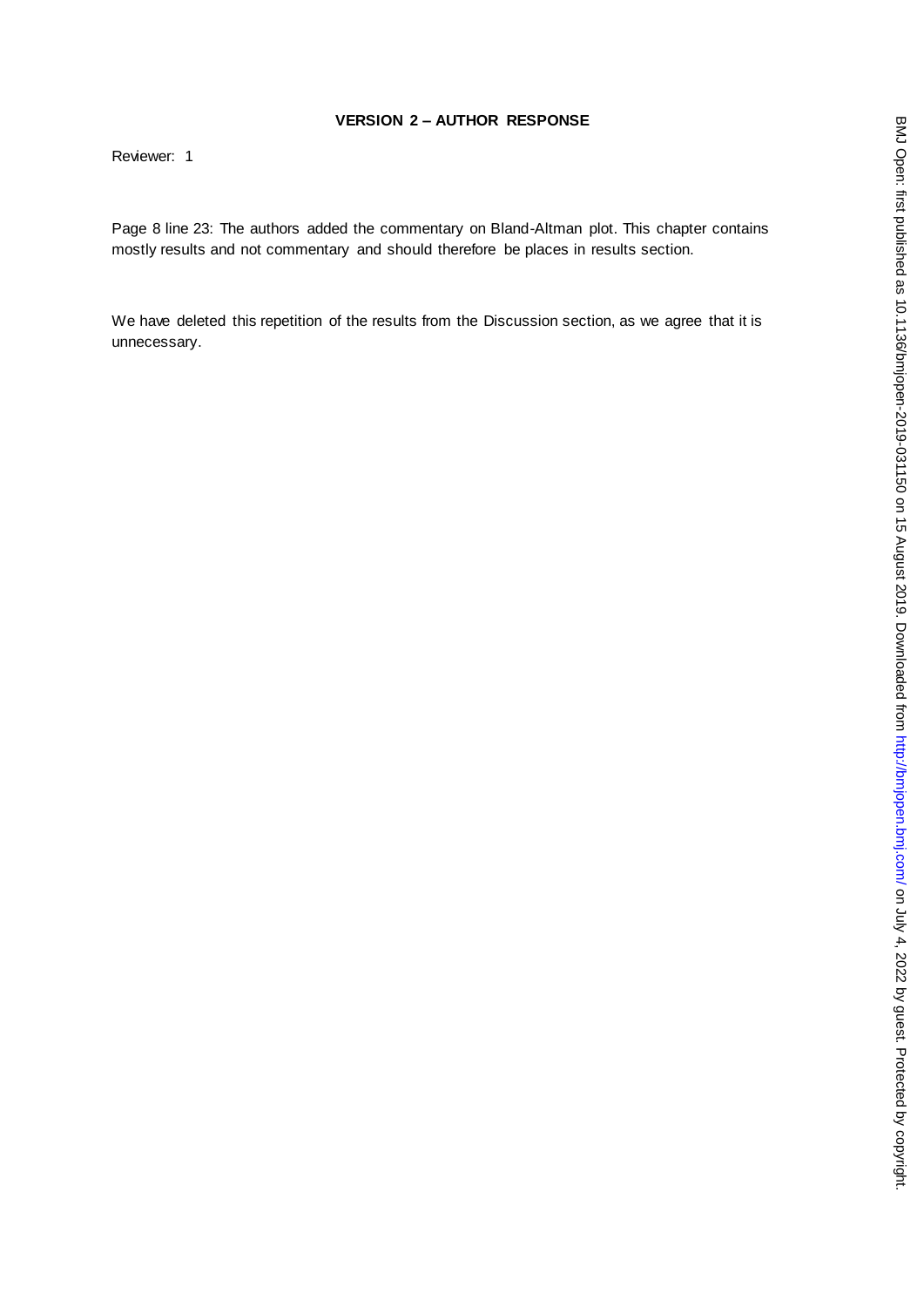### VERSION 2 – AUTHOR RESPONSE

Reviewer: 1

Page 8 line 23: The authors added the commentary on Bland-Altman plot. This chapter contains mostly results and not commentary and should therefore be places in results section.

We have deleted this repetition of the results from the Discussion section, as we agree that it is unnecessary.